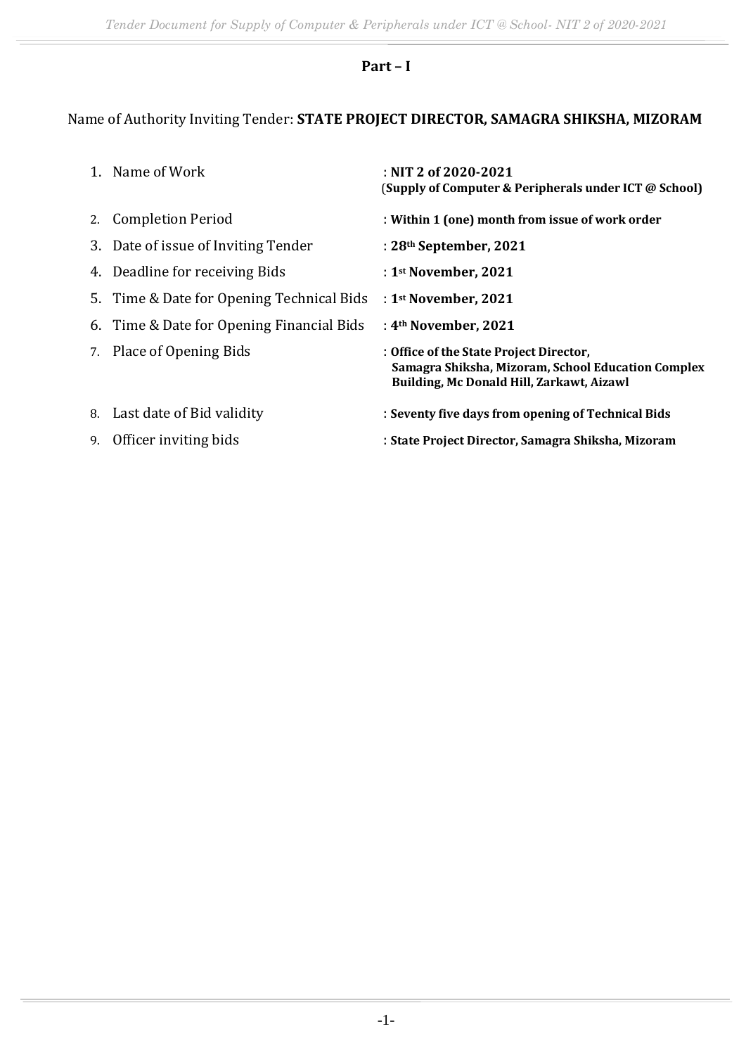## Part – I

Name of Authority Inviting Tender: **STATE PROJECT DIRECTOR, SAMAGRA SHIKSHA, MIZORAM**

1. Name of Work : **NIT 2 of 2020-2021** (**Supply of Computer & Peripherals under ICT @ School)**
2. Completion Period : **Within 1 (one) month from issue of work order**
3. Date of issue of Inviting Tender : **28th September, 2021**
4. Deadline for receiving Bids : **1st November, 2021**
5. Time & Date for Opening Technical Bids : **1st November, 2021**
6. Time & Date for Opening Financial Bids : **4th November, 2021**
7. Place of Opening Bids : **Office of the State Project Director, Samagra Shiksha, Mizoram, School Education Complex Building, Mc Donald Hill, Zarkawt, Aizawl**
8. Last date of Bid validity : **Seventy five days from opening of Technical Bids**
9. Officer inviting bids : **State Project Director, Samagra Shiksha, Mizoram**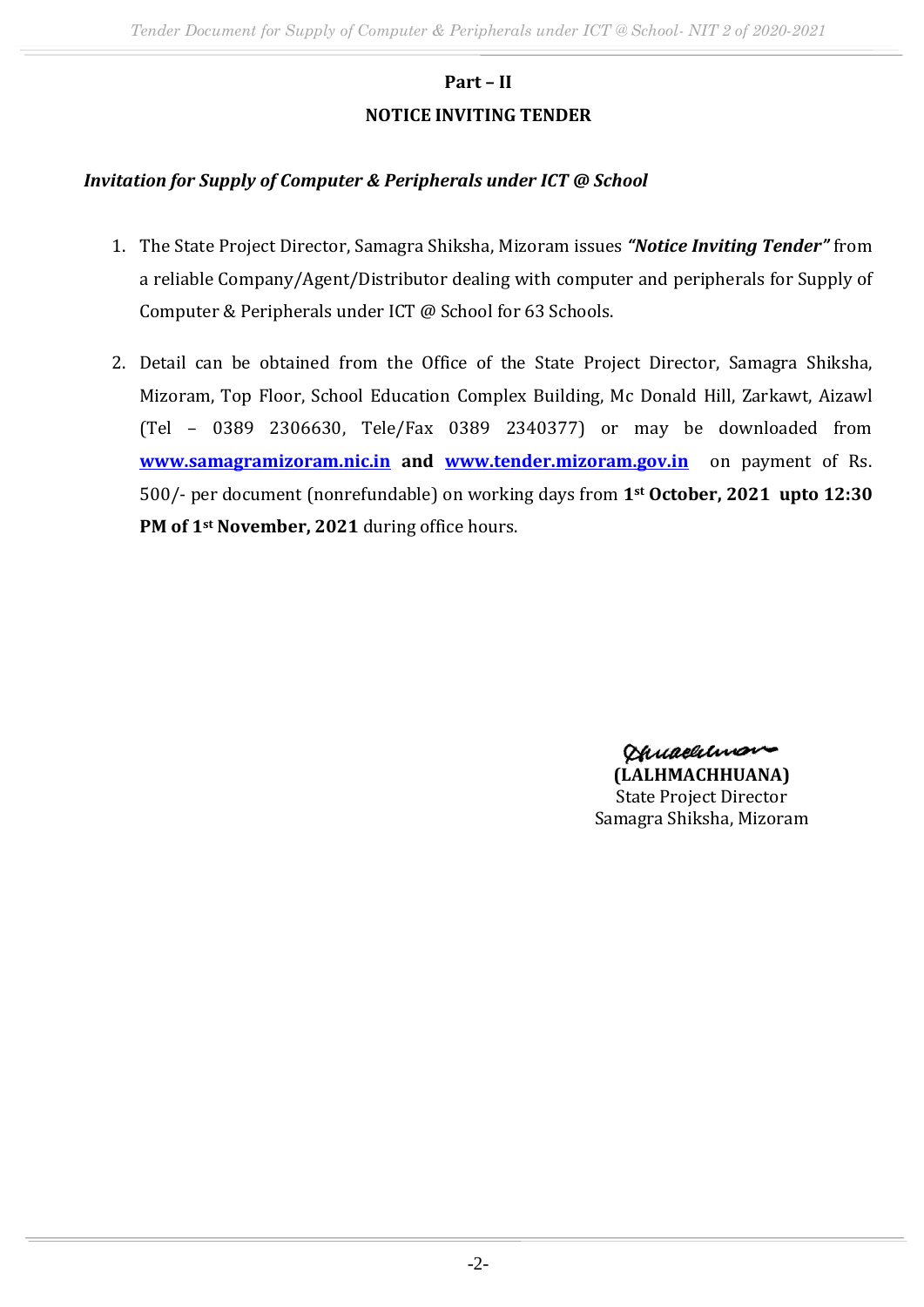## Part – II

## NOTICE INVITING TENDER

***Invitation for Supply of Computer & Peripherals under ICT @ School***

1. The State Project Director, Samagra Shiksha, Mizoram issues ***"Notice Inviting Tender"*** from a reliable Company/Agent/Distributor dealing with computer and peripherals for Supply of Computer & Peripherals under ICT @ School for 63 Schools.

2. Detail can be obtained from the Office of the State Project Director, Samagra Shiksha, Mizoram, Top Floor, School Education Complex Building, Mc Donald Hill, Zarkawt, Aizawl (Tel – 0389 2306630, Tele/Fax 0389 2340377) or may be downloaded from **www.samagramizoram.nic.in** **and** **www.tender.mizoram.gov.in** on payment of Rs. 500/- per document (nonrefundable) on working days from **1st October, 2021 upto 12:30 PM of 1st November, 2021** during office hours.

**(LALHMACHHUANA)**
State Project Director
Samagra Shiksha, Mizoram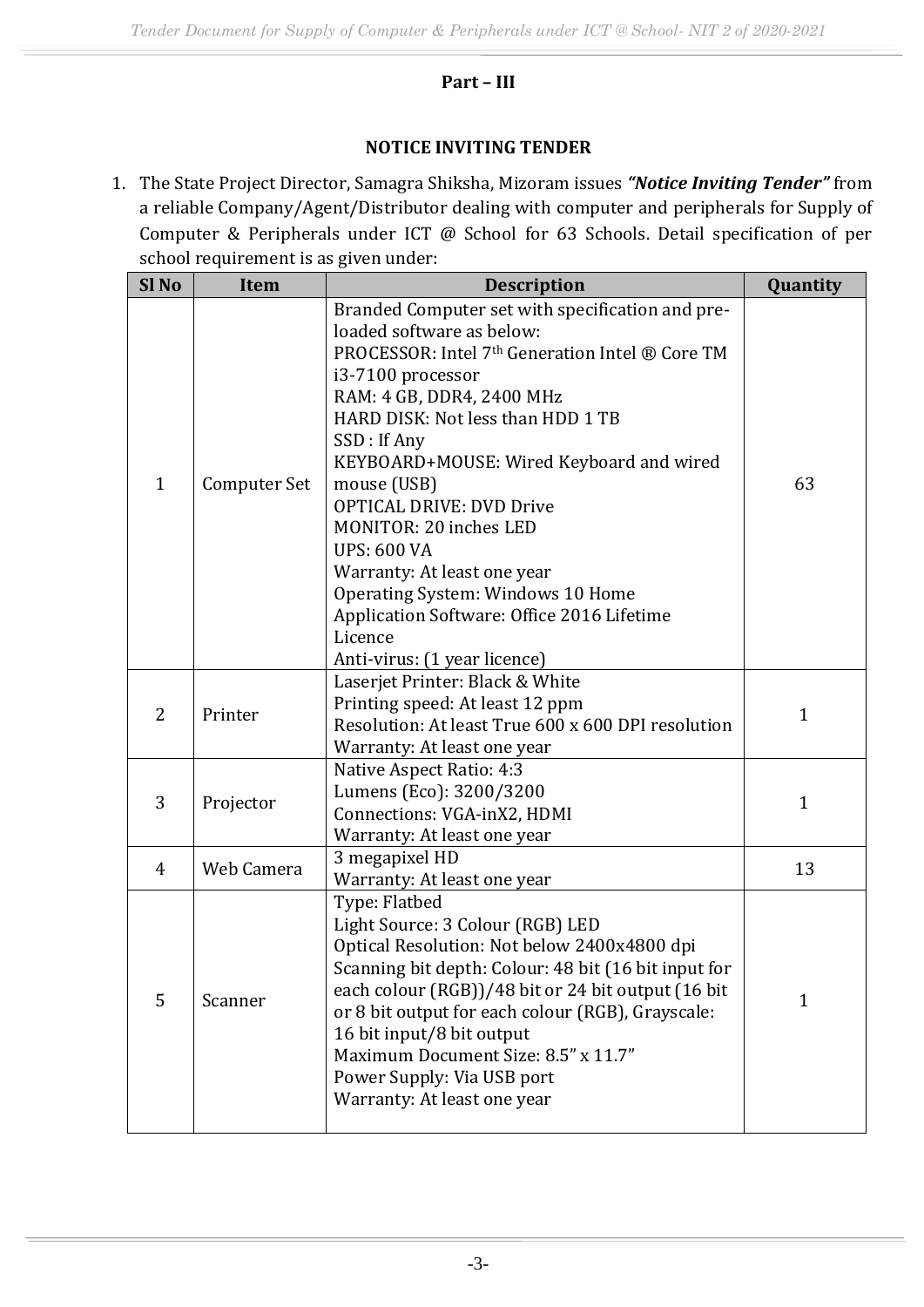## Part – III

### NOTICE INVITING TENDER

1. The State Project Director, Samagra Shiksha, Mizoram issues ***"Notice Inviting Tender"*** from a reliable Company/Agent/Distributor dealing with computer and peripherals for Supply of Computer & Peripherals under ICT @ School for 63 Schools. Detail specification of per school requirement is as given under:

| Sl No | Item | Description | Quantity |
|---|---|---|---|
| 1 | Computer Set | Branded Computer set with specification and pre-loaded software as below:<br>PROCESSOR: Intel 7th Generation Intel ® Core TM i3-7100 processor<br>RAM: 4 GB, DDR4, 2400 MHz<br>HARD DISK: Not less than HDD 1 TB<br>SSD : If Any<br>KEYBOARD+MOUSE: Wired Keyboard and wired mouse (USB)<br>OPTICAL DRIVE: DVD Drive<br>MONITOR: 20 inches LED<br>UPS: 600 VA<br>Warranty: At least one year<br>Operating System: Windows 10 Home<br>Application Software: Office 2016 Lifetime Licence<br>Anti-virus: (1 year licence) | 63 |
| 2 | Printer | Laserjet Printer: Black & White<br>Printing speed: At least 12 ppm<br>Resolution: At least True 600 x 600 DPI resolution<br>Warranty: At least one year | 1 |
| 3 | Projector | Native Aspect Ratio: 4:3<br>Lumens (Eco): 3200/3200<br>Connections: VGA-inX2, HDMI<br>Warranty: At least one year | 1 |
| 4 | Web Camera | 3 megapixel HD<br>Warranty: At least one year | 13 |
| 5 | Scanner | Type: Flatbed<br>Light Source: 3 Colour (RGB) LED<br>Optical Resolution: Not below 2400x4800 dpi<br>Scanning bit depth: Colour: 48 bit (16 bit input for each colour (RGB))/48 bit or 24 bit output (16 bit or 8 bit output for each colour (RGB), Grayscale: 16 bit input/8 bit output<br>Maximum Document Size: 8.5" x 11.7"<br>Power Supply: Via USB port<br>Warranty: At least one year | 1 |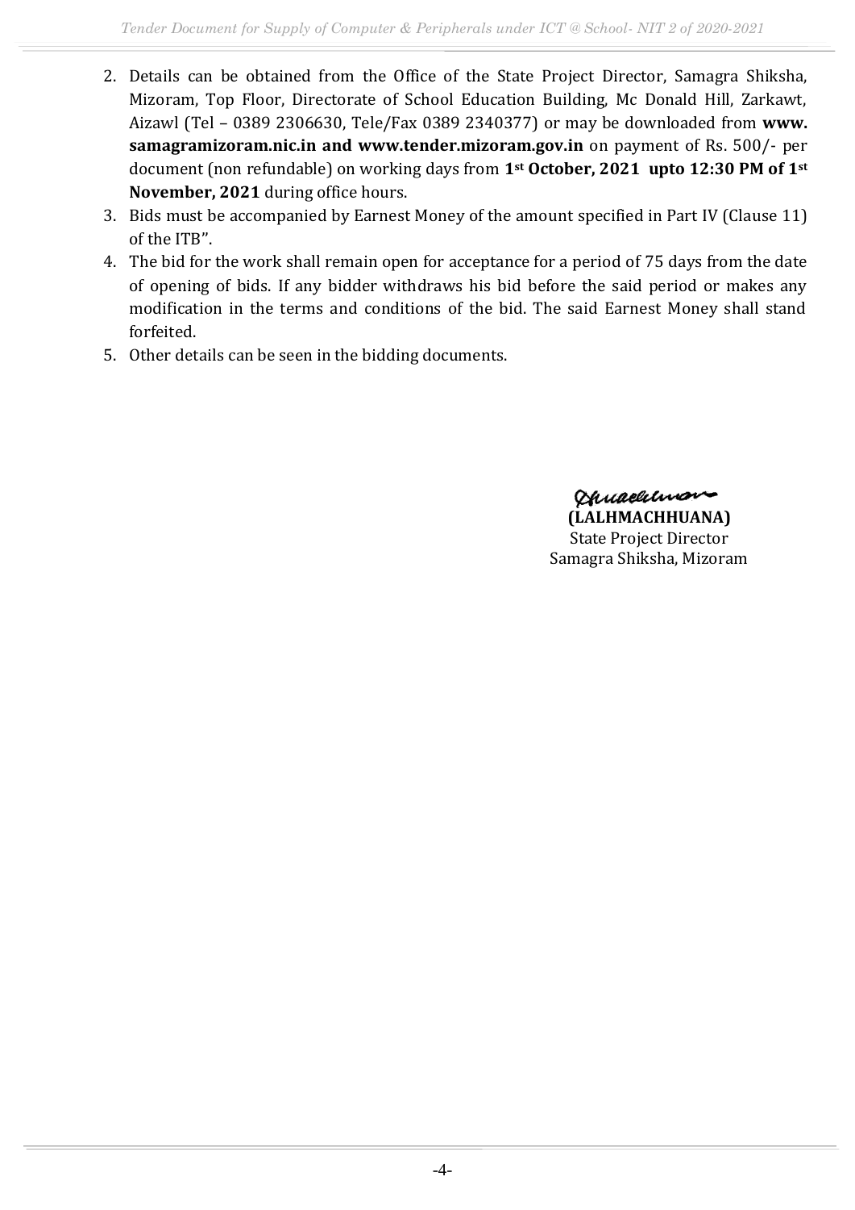2. Details can be obtained from the Office of the State Project Director, Samagra Shiksha, Mizoram, Top Floor, Directorate of School Education Building, Mc Donald Hill, Zarkawt, Aizawl (Tel – 0389 2306630, Tele/Fax 0389 2340377) or may be downloaded from **www. samagramizoram.nic.in and www.tender.mizoram.gov.in** on payment of Rs. 500/- per document (non refundable) on working days from **1st October, 2021 upto 12:30 PM of 1st November, 2021** during office hours.
3. Bids must be accompanied by Earnest Money of the amount specified in Part IV (Clause 11) of the ITB".
4. The bid for the work shall remain open for acceptance for a period of 75 days from the date of opening of bids. If any bidder withdraws his bid before the said period or makes any modification in the terms and conditions of the bid. The said Earnest Money shall stand forfeited.
5. Other details can be seen in the bidding documents.

**(LALHMACHHUANA)**
State Project Director
Samagra Shiksha, Mizoram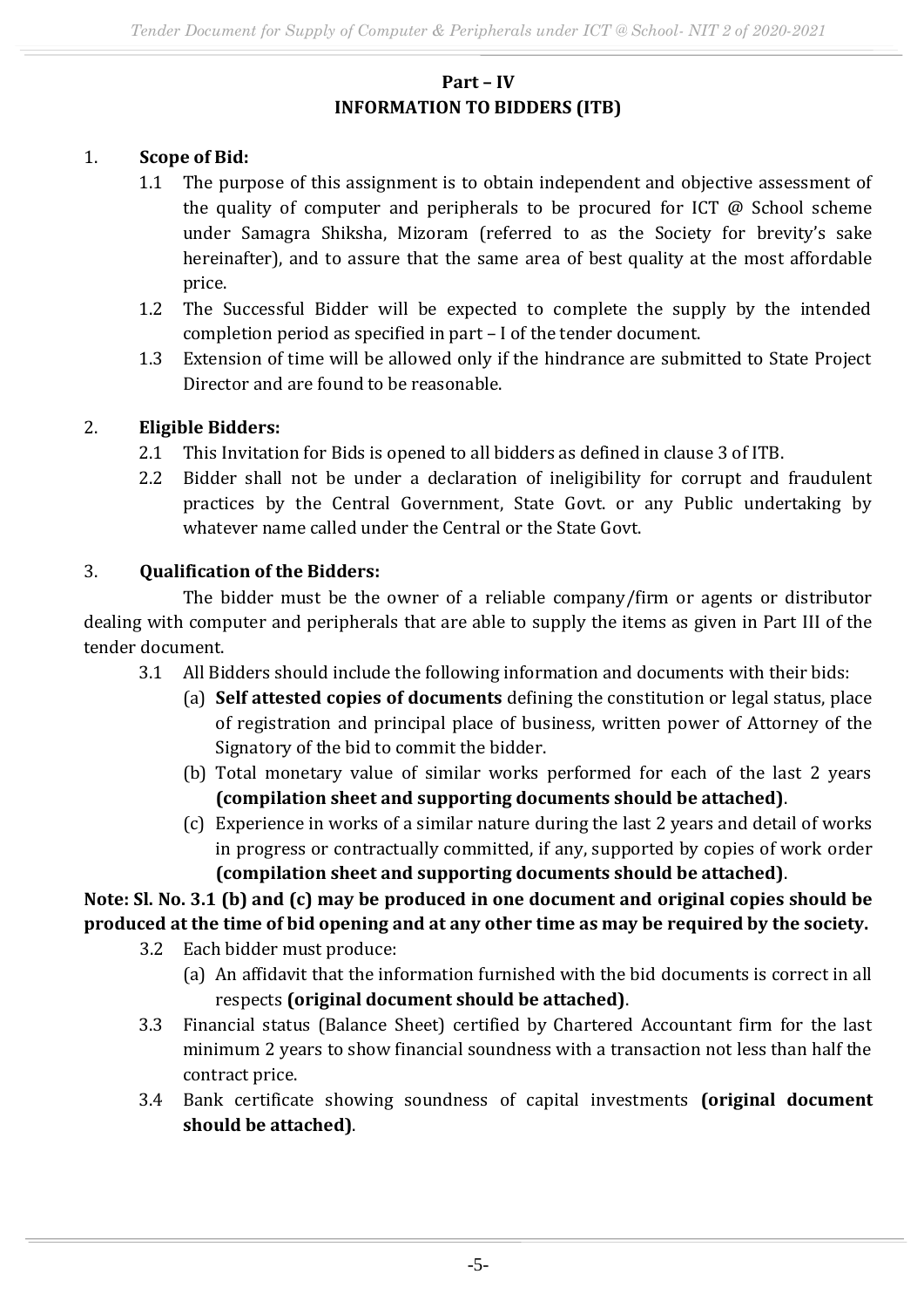**Part – IV**
**INFORMATION TO BIDDERS (ITB)**

1. **Scope of Bid:**
    1.1 The purpose of this assignment is to obtain independent and objective assessment of the quality of computer and peripherals to be procured for ICT @ School scheme under Samagra Shiksha, Mizoram (referred to as the Society for brevity's sake hereinafter), and to assure that the same area of best quality at the most affordable price.
    1.2 The Successful Bidder will be expected to complete the supply by the intended completion period as specified in part – I of the tender document.
    1.3 Extension of time will be allowed only if the hindrance are submitted to State Project Director and are found to be reasonable.

2. **Eligible Bidders:**
    2.1 This Invitation for Bids is opened to all bidders as defined in clause 3 of ITB.
    2.2 Bidder shall not be under a declaration of ineligibility for corrupt and fraudulent practices by the Central Government, State Govt. or any Public undertaking by whatever name called under the Central or the State Govt.

3. **Qualification of the Bidders:**

The bidder must be the owner of a reliable company/firm or agents or distributor dealing with computer and peripherals that are able to supply the items as given in Part III of the tender document.

3.1 All Bidders should include the following information and documents with their bids:
   (a) **Self attested copies of documents** defining the constitution or legal status, place of registration and principal place of business, written power of Attorney of the Signatory of the bid to commit the bidder.
   (b) Total monetary value of similar works performed for each of the last 2 years **(compilation sheet and supporting documents should be attached)**.
   (c) Experience in works of a similar nature during the last 2 years and detail of works in progress or contractually committed, if any, supported by copies of work order **(compilation sheet and supporting documents should be attached)**.

**Note: Sl. No. 3.1 (b) and (c) may be produced in one document and original copies should be produced at the time of bid opening and at any other time as may be required by the society.**

3.2 Each bidder must produce:
   (a) An affidavit that the information furnished with the bid documents is correct in all respects **(original document should be attached)**.

3.3 Financial status (Balance Sheet) certified by Chartered Accountant firm for the last minimum 2 years to show financial soundness with a transaction not less than half the contract price.

3.4 Bank certificate showing soundness of capital investments **(original document should be attached)**.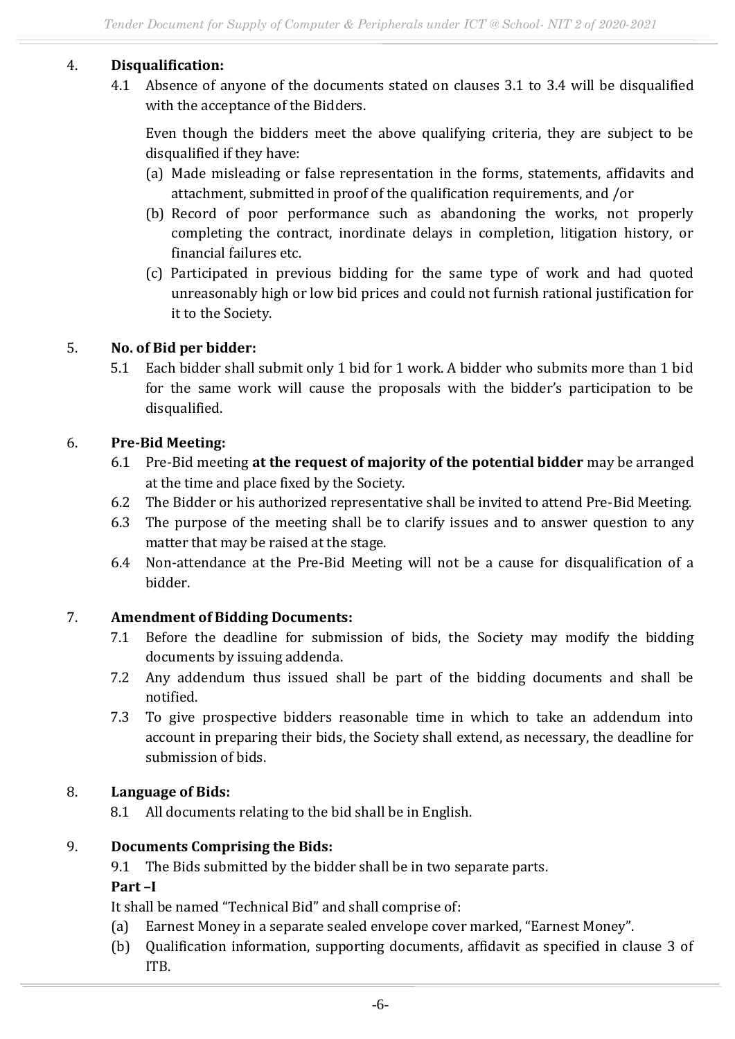## 4. Disqualification:

4.1 Absence of anyone of the documents stated on clauses 3.1 to 3.4 will be disqualified with the acceptance of the Bidders.

Even though the bidders meet the above qualifying criteria, they are subject to be disqualified if they have:

(a) Made misleading or false representation in the forms, statements, affidavits and attachment, submitted in proof of the qualification requirements, and /or

(b) Record of poor performance such as abandoning the works, not properly completing the contract, inordinate delays in completion, litigation history, or financial failures etc.

(c) Participated in previous bidding for the same type of work and had quoted unreasonably high or low bid prices and could not furnish rational justification for it to the Society.

## 5. No. of Bid per bidder:

5.1 Each bidder shall submit only 1 bid for 1 work. A bidder who submits more than 1 bid for the same work will cause the proposals with the bidder's participation to be disqualified.

## 6. Pre-Bid Meeting:

6.1 Pre-Bid meeting **at the request of majority of the potential bidder** may be arranged at the time and place fixed by the Society.

6.2 The Bidder or his authorized representative shall be invited to attend Pre-Bid Meeting.

6.3 The purpose of the meeting shall be to clarify issues and to answer question to any matter that may be raised at the stage.

6.4 Non-attendance at the Pre-Bid Meeting will not be a cause for disqualification of a bidder.

## 7. Amendment of Bidding Documents:

7.1 Before the deadline for submission of bids, the Society may modify the bidding documents by issuing addenda.

7.2 Any addendum thus issued shall be part of the bidding documents and shall be notified.

7.3 To give prospective bidders reasonable time in which to take an addendum into account in preparing their bids, the Society shall extend, as necessary, the deadline for submission of bids.

## 8. Language of Bids:

8.1 All documents relating to the bid shall be in English.

## 9. Documents Comprising the Bids:

9.1 The Bids submitted by the bidder shall be in two separate parts.

**Part –I**

It shall be named "Technical Bid" and shall comprise of:

(a) Earnest Money in a separate sealed envelope cover marked, "Earnest Money".

(b) Qualification information, supporting documents, affidavit as specified in clause 3 of ITB.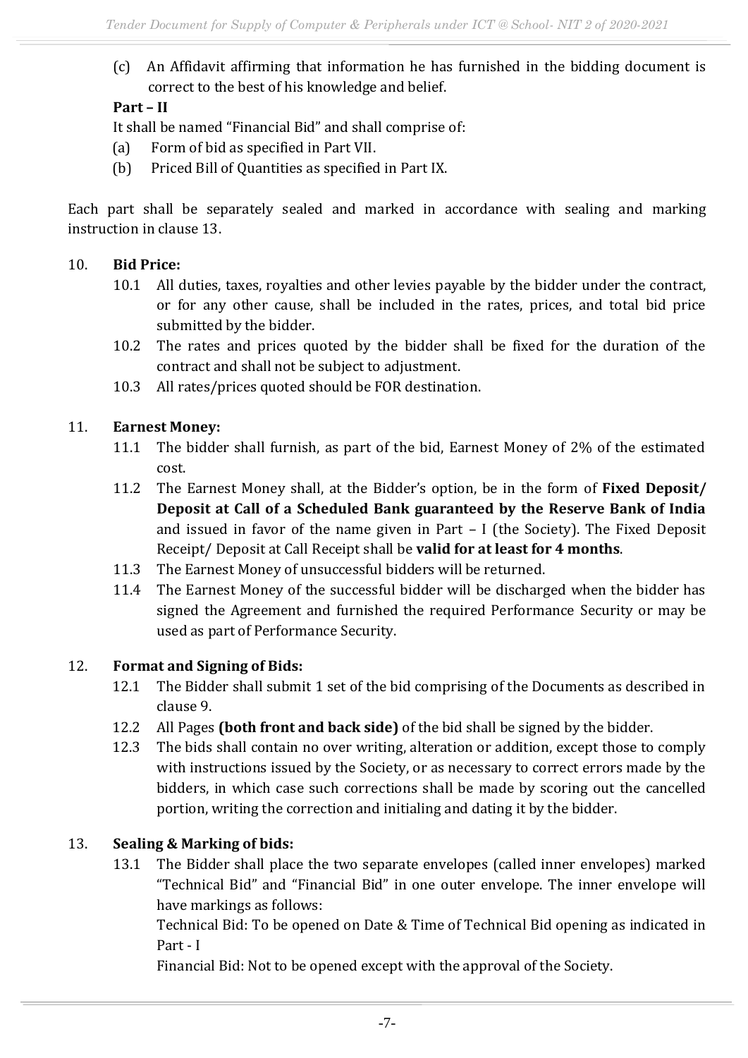(c) An Affidavit affirming that information he has furnished in the bidding document is correct to the best of his knowledge and belief.

**Part – II**

It shall be named "Financial Bid" and shall comprise of:

(a) Form of bid as specified in Part VII.

(b) Priced Bill of Quantities as specified in Part IX.

Each part shall be separately sealed and marked in accordance with sealing and marking instruction in clause 13.

10. **Bid Price:**

10.1 All duties, taxes, royalties and other levies payable by the bidder under the contract, or for any other cause, shall be included in the rates, prices, and total bid price submitted by the bidder.

10.2 The rates and prices quoted by the bidder shall be fixed for the duration of the contract and shall not be subject to adjustment.

10.3 All rates/prices quoted should be FOR destination.

11. **Earnest Money:**

11.1 The bidder shall furnish, as part of the bid, Earnest Money of 2% of the estimated cost.

11.2 The Earnest Money shall, at the Bidder's option, be in the form of **Fixed Deposit/ Deposit at Call of a Scheduled Bank guaranteed by the Reserve Bank of India** and issued in favor of the name given in Part – I (the Society). The Fixed Deposit Receipt/ Deposit at Call Receipt shall be **valid for at least for 4 months**.

11.3 The Earnest Money of unsuccessful bidders will be returned.

11.4 The Earnest Money of the successful bidder will be discharged when the bidder has signed the Agreement and furnished the required Performance Security or may be used as part of Performance Security.

12. **Format and Signing of Bids:**

12.1 The Bidder shall submit 1 set of the bid comprising of the Documents as described in clause 9.

12.2 All Pages **(both front and back side)** of the bid shall be signed by the bidder.

12.3 The bids shall contain no over writing, alteration or addition, except those to comply with instructions issued by the Society, or as necessary to correct errors made by the bidders, in which case such corrections shall be made by scoring out the cancelled portion, writing the correction and initialing and dating it by the bidder.

13. **Sealing & Marking of bids:**

13.1 The Bidder shall place the two separate envelopes (called inner envelopes) marked "Technical Bid" and "Financial Bid" in one outer envelope. The inner envelope will have markings as follows:

Technical Bid: To be opened on Date & Time of Technical Bid opening as indicated in Part - I

Financial Bid: Not to be opened except with the approval of the Society.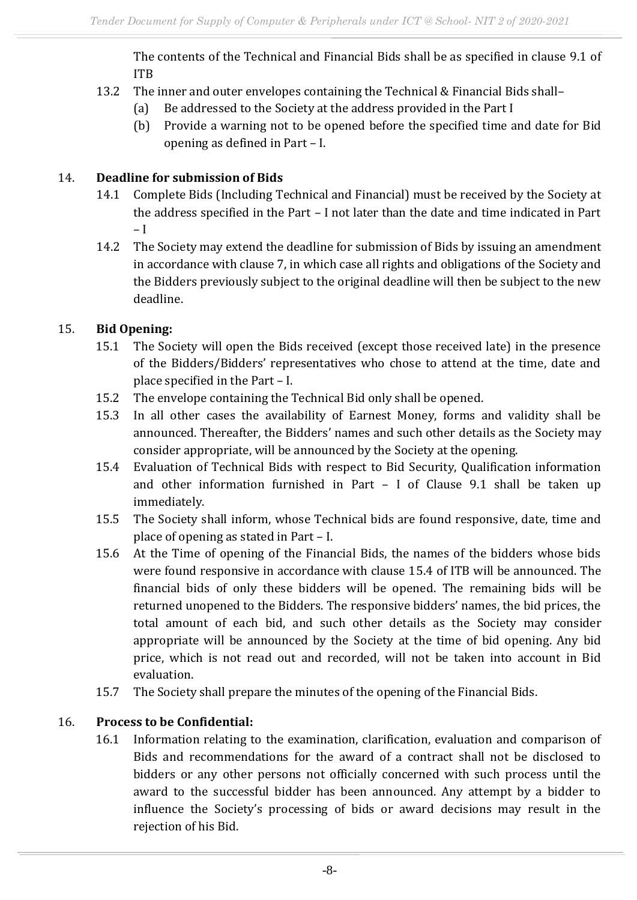The contents of the Technical and Financial Bids shall be as specified in clause 9.1 of ITB

13.2 The inner and outer envelopes containing the Technical & Financial Bids shall–

(a) Be addressed to the Society at the address provided in the Part I

(b) Provide a warning not to be opened before the specified time and date for Bid opening as defined in Part – I.

## 14. Deadline for submission of Bids

14.1 Complete Bids (Including Technical and Financial) must be received by the Society at the address specified in the Part – I not later than the date and time indicated in Part – I

14.2 The Society may extend the deadline for submission of Bids by issuing an amendment in accordance with clause 7, in which case all rights and obligations of the Society and the Bidders previously subject to the original deadline will then be subject to the new deadline.

## 15. Bid Opening:

15.1 The Society will open the Bids received (except those received late) in the presence of the Bidders/Bidders' representatives who chose to attend at the time, date and place specified in the Part – I.

15.2 The envelope containing the Technical Bid only shall be opened.

15.3 In all other cases the availability of Earnest Money, forms and validity shall be announced. Thereafter, the Bidders' names and such other details as the Society may consider appropriate, will be announced by the Society at the opening.

15.4 Evaluation of Technical Bids with respect to Bid Security, Qualification information and other information furnished in Part – I of Clause 9.1 shall be taken up immediately.

15.5 The Society shall inform, whose Technical bids are found responsive, date, time and place of opening as stated in Part – I.

15.6 At the Time of opening of the Financial Bids, the names of the bidders whose bids were found responsive in accordance with clause 15.4 of ITB will be announced. The financial bids of only these bidders will be opened. The remaining bids will be returned unopened to the Bidders. The responsive bidders' names, the bid prices, the total amount of each bid, and such other details as the Society may consider appropriate will be announced by the Society at the time of bid opening. Any bid price, which is not read out and recorded, will not be taken into account in Bid evaluation.

15.7 The Society shall prepare the minutes of the opening of the Financial Bids.

## 16. Process to be Confidential:

16.1 Information relating to the examination, clarification, evaluation and comparison of Bids and recommendations for the award of a contract shall not be disclosed to bidders or any other persons not officially concerned with such process until the award to the successful bidder has been announced. Any attempt by a bidder to influence the Society's processing of bids or award decisions may result in the rejection of his Bid.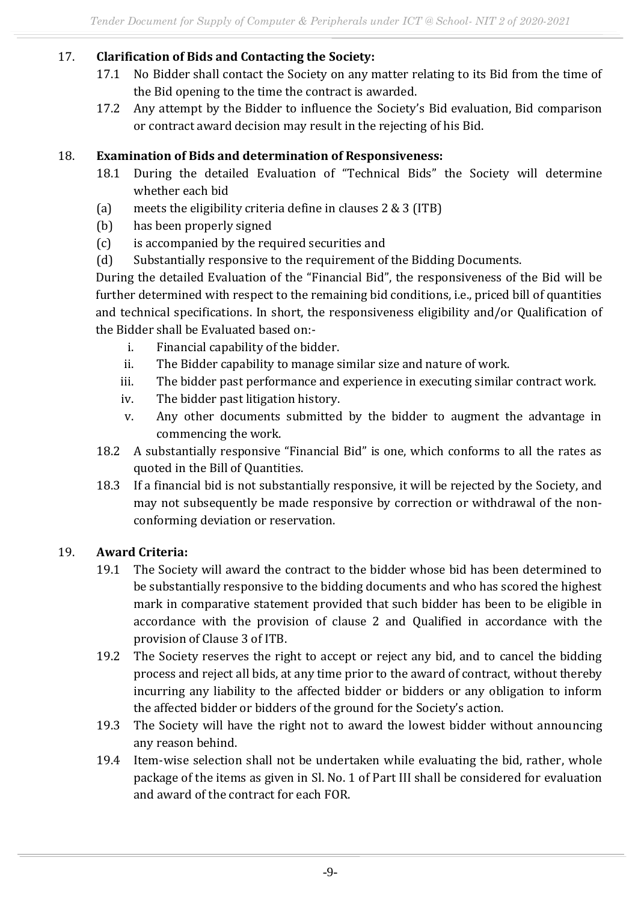17. **Clarification of Bids and Contacting the Society:**

    17.1 No Bidder shall contact the Society on any matter relating to its Bid from the time of the Bid opening to the time the contract is awarded.

    17.2 Any attempt by the Bidder to influence the Society's Bid evaluation, Bid comparison or contract award decision may result in the rejecting of his Bid.

18. **Examination of Bids and determination of Responsiveness:**

    18.1 During the detailed Evaluation of "Technical Bids" the Society will determine whether each bid

    (a) meets the eligibility criteria define in clauses 2 & 3 (ITB)

    (b) has been properly signed

    (c) is accompanied by the required securities and

    (d) Substantially responsive to the requirement of the Bidding Documents.

    During the detailed Evaluation of the "Financial Bid", the responsiveness of the Bid will be further determined with respect to the remaining bid conditions, i.e., priced bill of quantities and technical specifications. In short, the responsiveness eligibility and/or Qualification of the Bidder shall be Evaluated based on:-

    i. Financial capability of the bidder.
    ii. The Bidder capability to manage similar size and nature of work.
    iii. The bidder past performance and experience in executing similar contract work.
    iv. The bidder past litigation history.
    v. Any other documents submitted by the bidder to augment the advantage in commencing the work.

    18.2 A substantially responsive "Financial Bid" is one, which conforms to all the rates as quoted in the Bill of Quantities.

    18.3 If a financial bid is not substantially responsive, it will be rejected by the Society, and may not subsequently be made responsive by correction or withdrawal of the non-conforming deviation or reservation.

19. **Award Criteria:**

    19.1 The Society will award the contract to the bidder whose bid has been determined to be substantially responsive to the bidding documents and who has scored the highest mark in comparative statement provided that such bidder has been to be eligible in accordance with the provision of clause 2 and Qualified in accordance with the provision of Clause 3 of ITB.

    19.2 The Society reserves the right to accept or reject any bid, and to cancel the bidding process and reject all bids, at any time prior to the award of contract, without thereby incurring any liability to the affected bidder or bidders or any obligation to inform the affected bidder or bidders of the ground for the Society's action.

    19.3 The Society will have the right not to award the lowest bidder without announcing any reason behind.

    19.4 Item-wise selection shall not be undertaken while evaluating the bid, rather, whole package of the items as given in Sl. No. 1 of Part III shall be considered for evaluation and award of the contract for each FOR.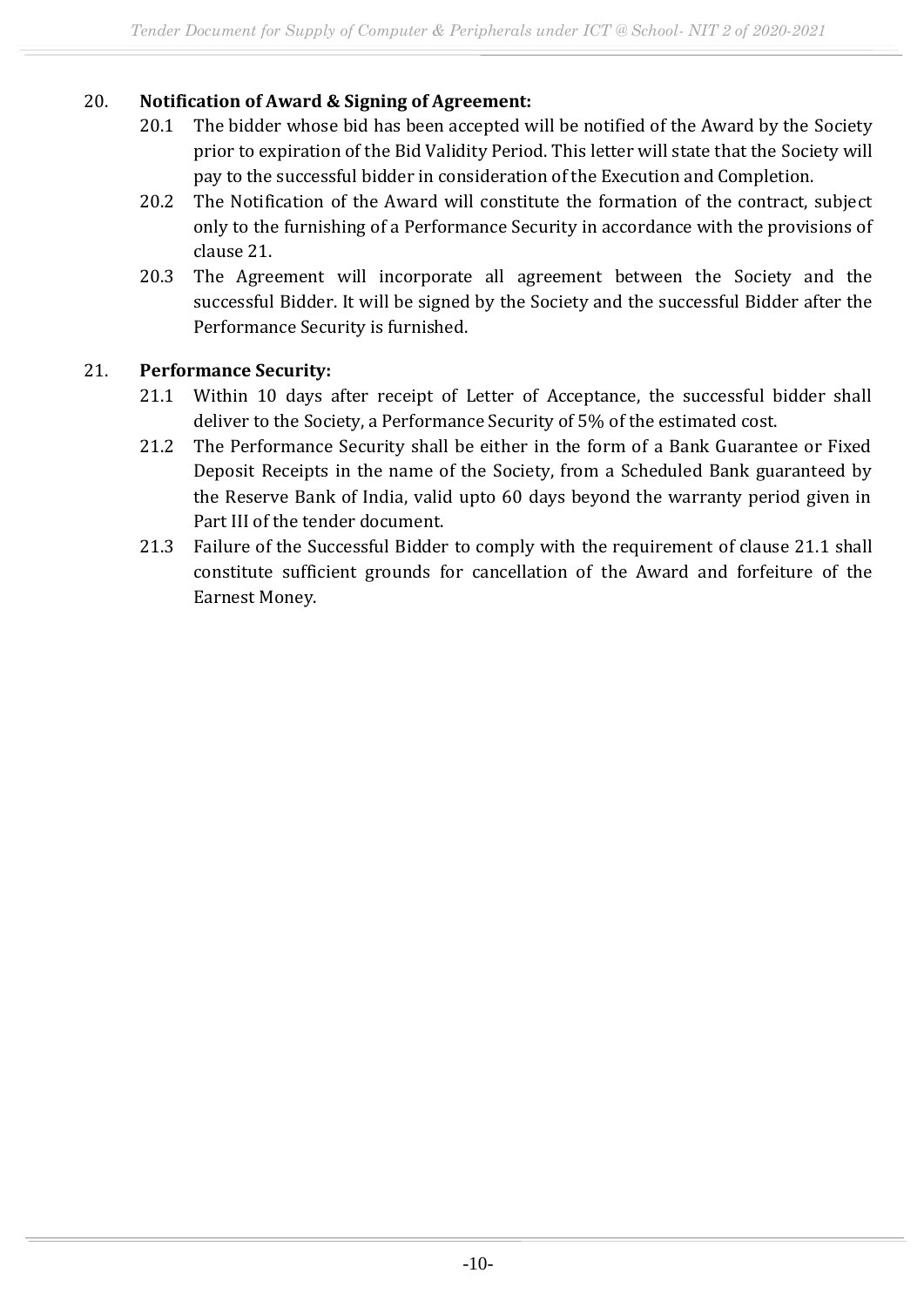20. **Notification of Award & Signing of Agreement:**

    20.1 The bidder whose bid has been accepted will be notified of the Award by the Society prior to expiration of the Bid Validity Period. This letter will state that the Society will pay to the successful bidder in consideration of the Execution and Completion.

    20.2 The Notification of the Award will constitute the formation of the contract, subject only to the furnishing of a Performance Security in accordance with the provisions of clause 21.

    20.3 The Agreement will incorporate all agreement between the Society and the successful Bidder. It will be signed by the Society and the successful Bidder after the Performance Security is furnished.

21. **Performance Security:**

    21.1 Within 10 days after receipt of Letter of Acceptance, the successful bidder shall deliver to the Society, a Performance Security of 5% of the estimated cost.

    21.2 The Performance Security shall be either in the form of a Bank Guarantee or Fixed Deposit Receipts in the name of the Society, from a Scheduled Bank guaranteed by the Reserve Bank of India, valid upto 60 days beyond the warranty period given in Part III of the tender document.

    21.3 Failure of the Successful Bidder to comply with the requirement of clause 21.1 shall constitute sufficient grounds for cancellation of the Award and forfeiture of the Earnest Money.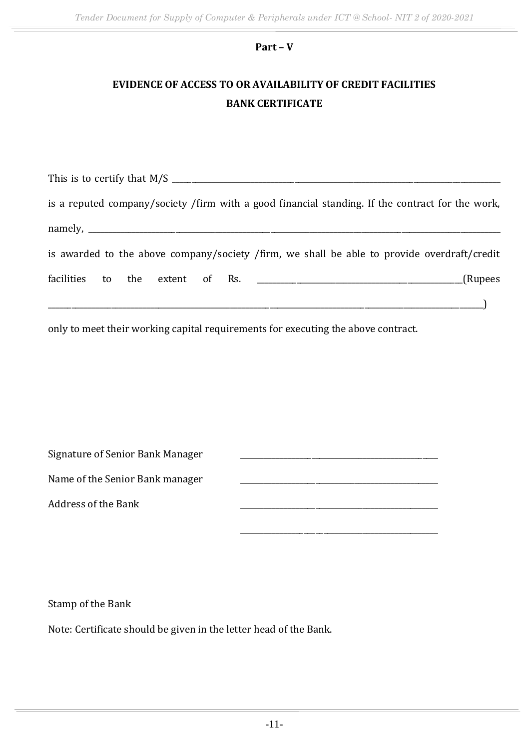**Part – V**

**EVIDENCE OF ACCESS TO OR AVAILABILITY OF CREDIT FACILITIES**

**BANK CERTIFICATE**

This is to certify that M/S ______________________________________________________________

is a reputed company/society /firm with a good financial standing. If the contract for the work, namely, ______________________________________________________________

is awarded to the above company/society /firm, we shall be able to provide overdraft/credit facilities to the extent of Rs. ________________________________(Rupees ______________________________________________________________)

only to meet their working capital requirements for executing the above contract.

Signature of Senior Bank Manager ________________________________

Name of the Senior Bank manager ________________________________

Address of the Bank ________________________________

________________________________

Stamp of the Bank

Note: Certificate should be given in the letter head of the Bank.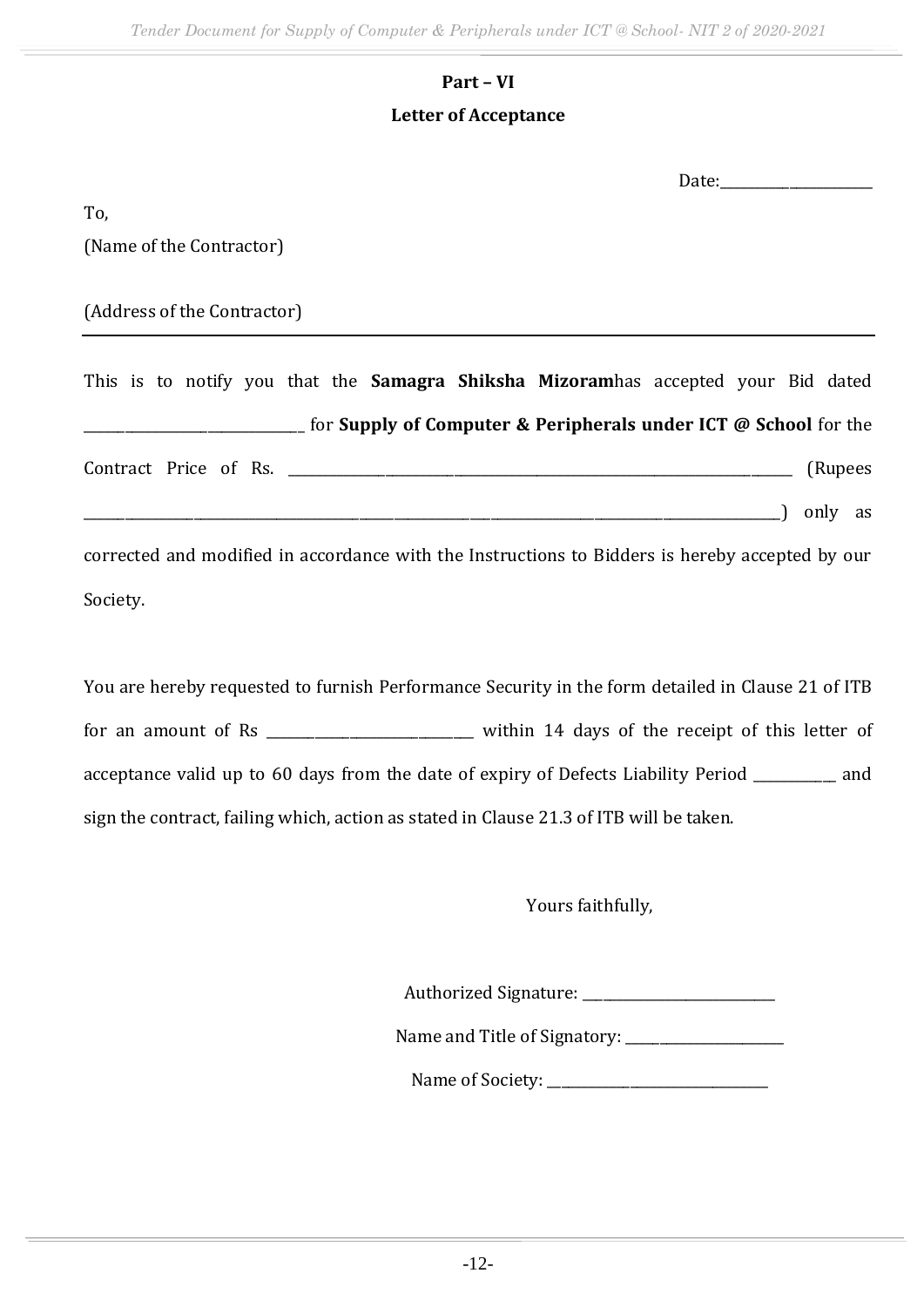## Part – VI

## Letter of Acceptance

Date:______________________

To,

(Name of the Contractor)

(Address of the Contractor)

---

This is to notify you that the **Samagra Shiksha Mizoram**has accepted your Bid dated ______________________________ for **Supply of Computer & Peripherals under ICT @ School** for the Contract Price of Rs. ___________________________________________________________________________ (Rupees ___________________________________________________________________________________________________) only as corrected and modified in accordance with the Instructions to Bidders is hereby accepted by our Society.

You are hereby requested to furnish Performance Security in the form detailed in Clause 21 of ITB for an amount of Rs ____________________________ within 14 days of the receipt of this letter of acceptance valid up to 60 days from the date of expiry of Defects Liability Period ___________ and sign the contract, failing which, action as stated in Clause 21.3 of ITB will be taken.

Yours faithfully,

Authorized Signature: ___________________________

Name and Title of Signatory: ______________________

Name of Society: ______________________________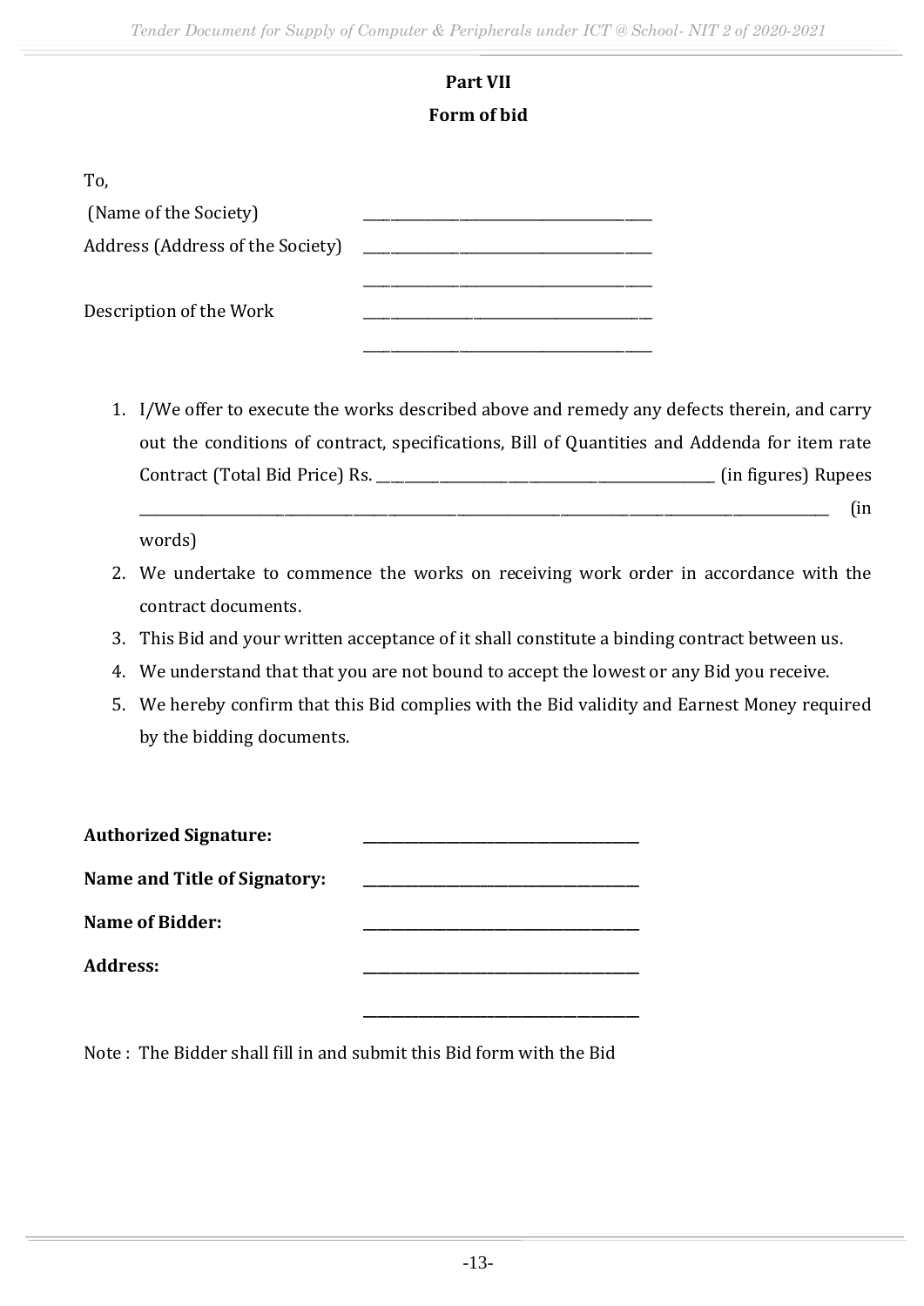## Part VII

## Form of bid

To,

(Name of the Society) ________________________________

Address (Address of the Society) ________________________________

________________________________

Description of the Work ________________________________

________________________________

1. I/We offer to execute the works described above and remedy any defects therein, and carry out the conditions of contract, specifications, Bill of Quantities and Addenda for item rate Contract (Total Bid Price) Rs. ________________________________ (in figures) Rupees ________________________________________________________________ (in words)
2. We undertake to commence the works on receiving work order in accordance with the contract documents.
3. This Bid and your written acceptance of it shall constitute a binding contract between us.
4. We understand that that you are not bound to accept the lowest or any Bid you receive.
5. We hereby confirm that this Bid complies with the Bid validity and Earnest Money required by the bidding documents.

**Authorized Signature:** ________________________________

**Name and Title of Signatory:** ________________________________

**Name of Bidder:** ________________________________

**Address:** ________________________________

________________________________

Note : The Bidder shall fill in and submit this Bid form with the Bid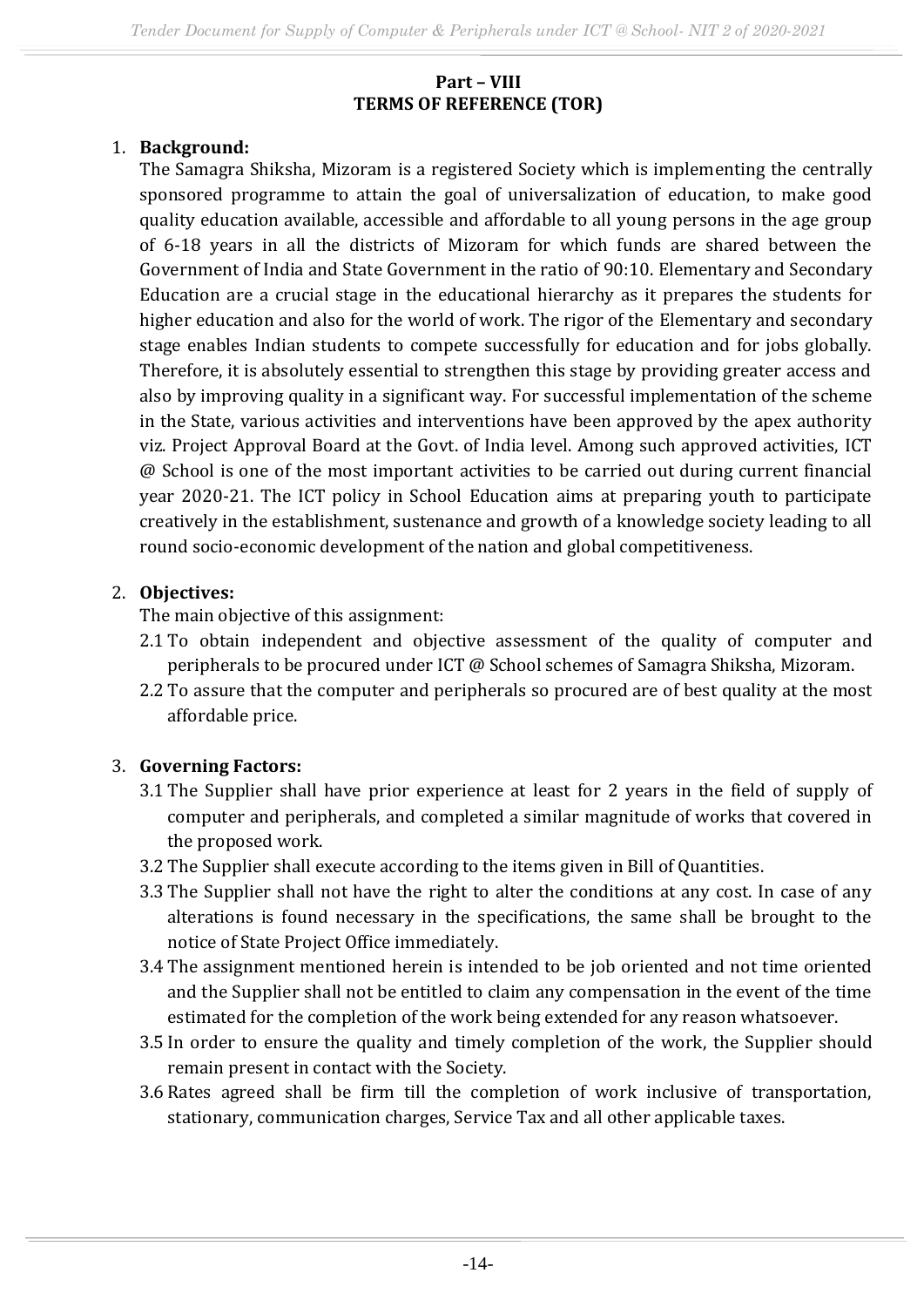## Part – VIII
## TERMS OF REFERENCE (TOR)

1. **Background:**
   The Samagra Shiksha, Mizoram is a registered Society which is implementing the centrally sponsored programme to attain the goal of universalization of education, to make good quality education available, accessible and affordable to all young persons in the age group of 6-18 years in all the districts of Mizoram for which funds are shared between the Government of India and State Government in the ratio of 90:10. Elementary and Secondary Education are a crucial stage in the educational hierarchy as it prepares the students for higher education and also for the world of work. The rigor of the Elementary and secondary stage enables Indian students to compete successfully for education and for jobs globally. Therefore, it is absolutely essential to strengthen this stage by providing greater access and also by improving quality in a significant way. For successful implementation of the scheme in the State, various activities and interventions have been approved by the apex authority viz. Project Approval Board at the Govt. of India level. Among such approved activities, ICT @ School is one of the most important activities to be carried out during current financial year 2020-21. The ICT policy in School Education aims at preparing youth to participate creatively in the establishment, sustenance and growth of a knowledge society leading to all round socio-economic development of the nation and global competitiveness.

2. **Objectives:**
   The main objective of this assignment:
   2.1 To obtain independent and objective assessment of the quality of computer and peripherals to be procured under ICT @ School schemes of Samagra Shiksha, Mizoram.
   2.2 To assure that the computer and peripherals so procured are of best quality at the most affordable price.

3. **Governing Factors:**
   3.1 The Supplier shall have prior experience at least for 2 years in the field of supply of computer and peripherals, and completed a similar magnitude of works that covered in the proposed work.
   3.2 The Supplier shall execute according to the items given in Bill of Quantities.
   3.3 The Supplier shall not have the right to alter the conditions at any cost. In case of any alterations is found necessary in the specifications, the same shall be brought to the notice of State Project Office immediately.
   3.4 The assignment mentioned herein is intended to be job oriented and not time oriented and the Supplier shall not be entitled to claim any compensation in the event of the time estimated for the completion of the work being extended for any reason whatsoever.
   3.5 In order to ensure the quality and timely completion of the work, the Supplier should remain present in contact with the Society.
   3.6 Rates agreed shall be firm till the completion of work inclusive of transportation, stationary, communication charges, Service Tax and all other applicable taxes.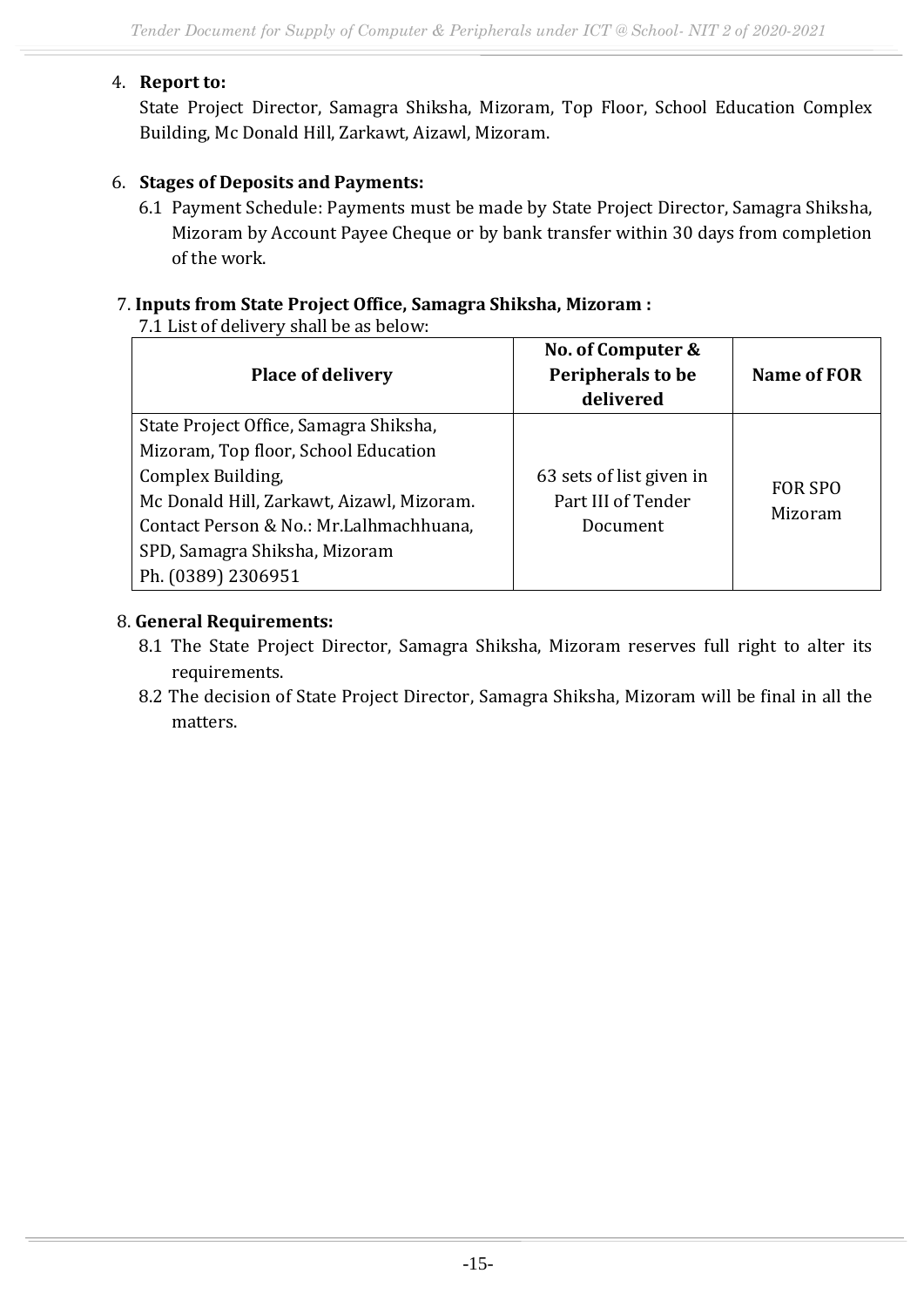4. **Report to:**

   State Project Director, Samagra Shiksha, Mizoram, Top Floor, School Education Complex Building, Mc Donald Hill, Zarkawt, Aizawl, Mizoram.

6. **Stages of Deposits and Payments:**

   6.1 Payment Schedule: Payments must be made by State Project Director, Samagra Shiksha, Mizoram by Account Payee Cheque or by bank transfer within 30 days from completion of the work.

7. **Inputs from State Project Office, Samagra Shiksha, Mizoram :**

   7.1 List of delivery shall be as below:

| Place of delivery | No. of Computer & Peripherals to be delivered | Name of FOR |
|---|---|---|
| State Project Office, Samagra Shiksha, Mizoram, Top floor, School Education Complex Building, Mc Donald Hill, Zarkawt, Aizawl, Mizoram. Contact Person & No.: Mr.Lalhmachhuana, SPD, Samagra Shiksha, Mizoram Ph. (0389) 2306951 | 63 sets of list given in Part III of Tender Document | FOR SPO Mizoram |

8. **General Requirements:**

   8.1 The State Project Director, Samagra Shiksha, Mizoram reserves full right to alter its requirements.

   8.2 The decision of State Project Director, Samagra Shiksha, Mizoram will be final in all the matters.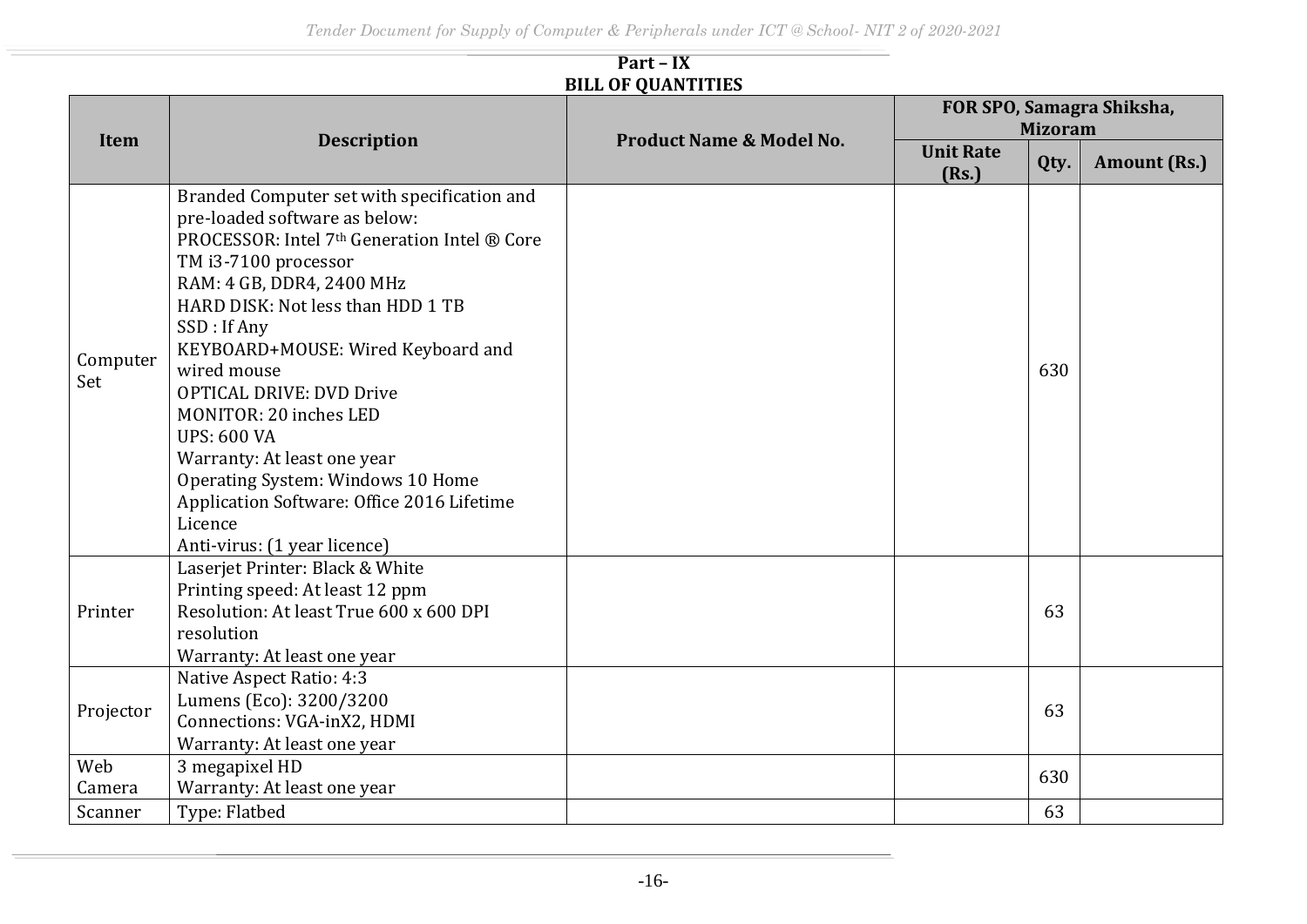## Part – IX
## BILL OF QUANTITIES

| Item | Description | Product Name & Model No. | FOR SPO, Samagra Shiksha, Mizoram | | |
|---|---|---|---|---|---|
| | | | Unit Rate (Rs.) | Qty. | Amount (Rs.) |
| Computer Set | Branded Computer set with specification and pre-loaded software as below:<br>PROCESSOR: Intel 7th Generation Intel ® Core TM i3-7100 processor<br>RAM: 4 GB, DDR4, 2400 MHz<br>HARD DISK: Not less than HDD 1 TB<br>SSD : If Any<br>KEYBOARD+MOUSE: Wired Keyboard and wired mouse<br>OPTICAL DRIVE: DVD Drive<br>MONITOR: 20 inches LED<br>UPS: 600 VA<br>Warranty: At least one year<br>Operating System: Windows 10 Home<br>Application Software: Office 2016 Lifetime Licence<br>Anti-virus: (1 year licence) | | | 630 | |
| Printer | Laserjet Printer: Black & White<br>Printing speed: At least 12 ppm<br>Resolution: At least True 600 x 600 DPI resolution<br>Warranty: At least one year | | | 63 | |
| Projector | Native Aspect Ratio: 4:3<br>Lumens (Eco): 3200/3200<br>Connections: VGA-inX2, HDMI<br>Warranty: At least one year | | | 63 | |
| Web Camera | 3 megapixel HD<br>Warranty: At least one year | | | 630 | |
| Scanner | Type: Flatbed | | | 63 | |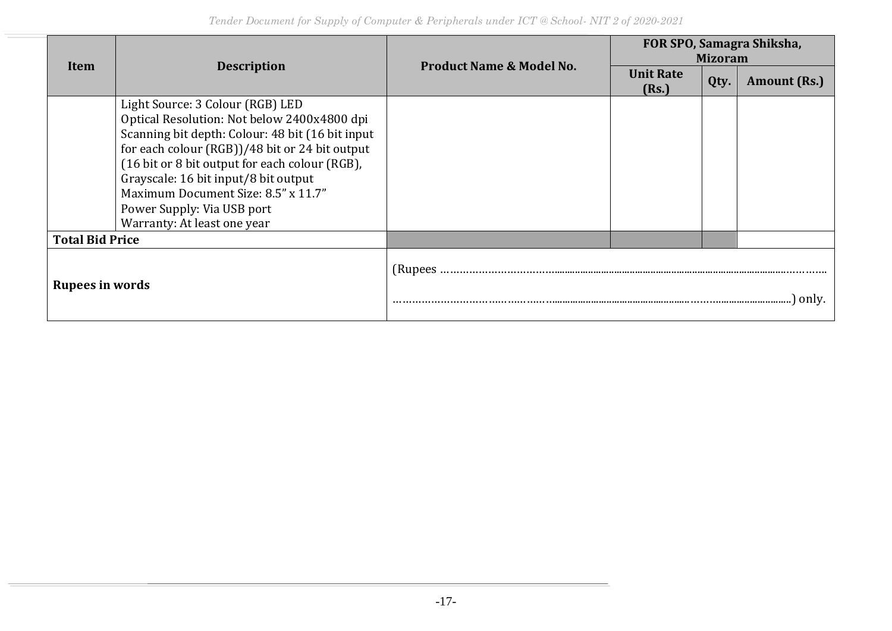| Item | Description | Product Name & Model No. | FOR SPO, Samagra Shiksha, Mizoram | | |
|---|---|---|---|---|---|
| | | | Unit Rate (Rs.) | Qty. | Amount (Rs.) |
| | Light Source: 3 Colour (RGB) LED<br>Optical Resolution: Not below 2400x4800 dpi<br>Scanning bit depth: Colour: 48 bit (16 bit input for each colour (RGB))/48 bit or 24 bit output (16 bit or 8 bit output for each colour (RGB), Grayscale: 16 bit input/8 bit output<br>Maximum Document Size: 8.5" x 11.7"<br>Power Supply: Via USB port<br>Warranty: At least one year | | | | |
| **Total Bid Price** | | | | | |
| **Rupees in words** | | (Rupees ……………………………………………………………………………………………………………………………… ……………………………………………………………………………………………………………………………………) only. | | | |